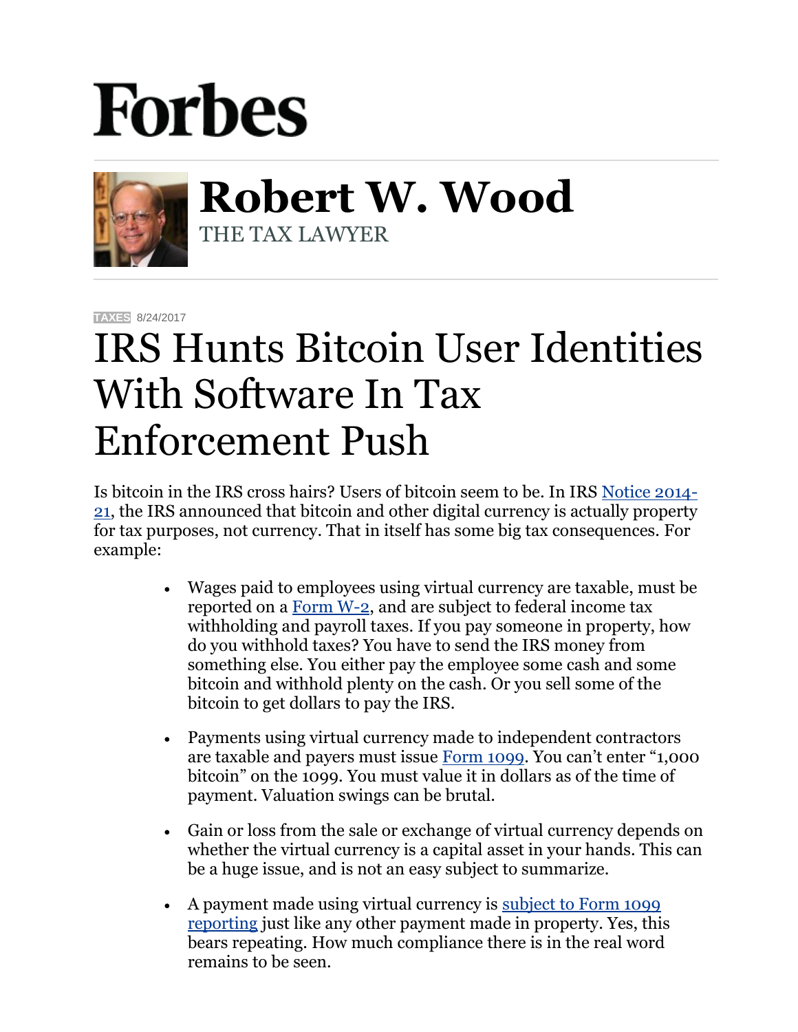# Forbes

## Robert W. Wood

THE TAX LAWYER

TAXES 8/24/2017

# IRS Hunts Bitcoin User Identities With Software In Tax Enforcement Push

Is bitcoin in the IRS cross hairs? Users of bitcoin seem to be. In IRS Notice 2014-21, the IRS announced that bitcoin and other digital currency is actually property for tax purposes, not currency. That in itself has some big tax consequences. For example:

- Wages paid to employees using virtual currency are taxable, must be reported on a Form W-2, and are subject to federal income tax withholding and payroll taxes. If you pay someone in property, how do you withhold taxes? You have to send the IRS money from something else. You either pay the employee some cash and some bitcoin and withhold plenty on the cash. Or you sell some of the bitcoin to get dollars to pay the IRS.

- Payments using virtual currency made to independent contractors are taxable and payers must issue Form 1099. You can't enter "1,000 bitcoin" on the 1099. You must value it in dollars as of the time of payment. Valuation swings can be brutal.

- Gain or loss from the sale or exchange of virtual currency depends on whether the virtual currency is a capital asset in your hands. This can be a huge issue, and is not an easy subject to summarize.

- A payment made using virtual currency is subject to Form 1099 reporting just like any other payment made in property. Yes, this bears repeating. How much compliance there is in the real word remains to be seen.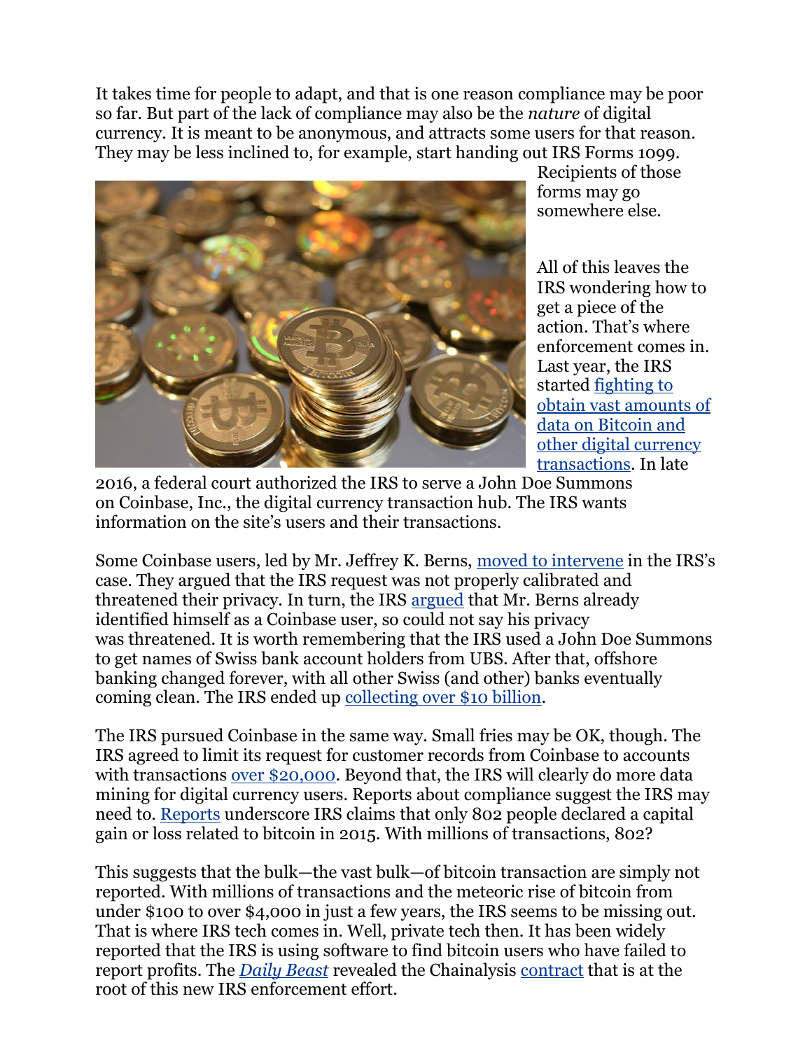It takes time for people to adapt, and that is one reason compliance may be poor so far. But part of the lack of compliance may also be the *nature* of digital currency. It is meant to be anonymous, and attracts some users for that reason. They may be less inclined to, for example, start handing out IRS Forms 1099. Recipients of those forms may go somewhere else.

All of this leaves the IRS wondering how to get a piece of the action. That's where enforcement comes in. Last year, the IRS started fighting to obtain vast amounts of data on Bitcoin and other digital currency transactions. In late 2016, a federal court authorized the IRS to serve a John Doe Summons on Coinbase, Inc., the digital currency transaction hub. The IRS wants information on the site's users and their transactions.

Some Coinbase users, led by Mr. Jeffrey K. Berns, moved to intervene in the IRS's case. They argued that the IRS request was not properly calibrated and threatened their privacy. In turn, the IRS argued that Mr. Berns already identified himself as a Coinbase user, so could not say his privacy was threatened. It is worth remembering that the IRS used a John Doe Summons to get names of Swiss bank account holders from UBS. After that, offshore banking changed forever, with all other Swiss (and other) banks eventually coming clean. The IRS ended up collecting over $10 billion.

The IRS pursued Coinbase in the same way. Small fries may be OK, though. The IRS agreed to limit its request for customer records from Coinbase to accounts with transactions over $20,000. Beyond that, the IRS will clearly do more data mining for digital currency users. Reports about compliance suggest the IRS may need to. Reports underscore IRS claims that only 802 people declared a capital gain or loss related to bitcoin in 2015. With millions of transactions, 802?

This suggests that the bulk—the vast bulk—of bitcoin transaction are simply not reported. With millions of transactions and the meteoric rise of bitcoin from under $100 to over $4,000 in just a few years, the IRS seems to be missing out. That is where IRS tech comes in. Well, private tech then. It has been widely reported that the IRS is using software to find bitcoin users who have failed to report profits. The *Daily Beast* revealed the Chainalysis contract that is at the root of this new IRS enforcement effort.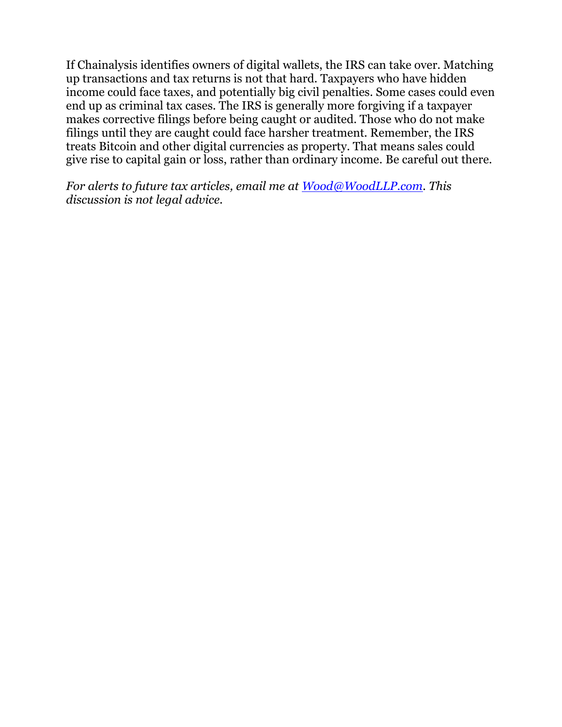If Chainalysis identifies owners of digital wallets, the IRS can take over. Matching up transactions and tax returns is not that hard. Taxpayers who have hidden income could face taxes, and potentially big civil penalties. Some cases could even end up as criminal tax cases. The IRS is generally more forgiving if a taxpayer makes corrective filings before being caught or audited. Those who do not make filings until they are caught could face harsher treatment. Remember, the IRS treats Bitcoin and other digital currencies as property. That means sales could give rise to capital gain or loss, rather than ordinary income. Be careful out there.

*For alerts to future tax articles, email me at [Wood@WoodLLP.com](mailto:Wood@WoodLLP.com). This discussion is not legal advice.*